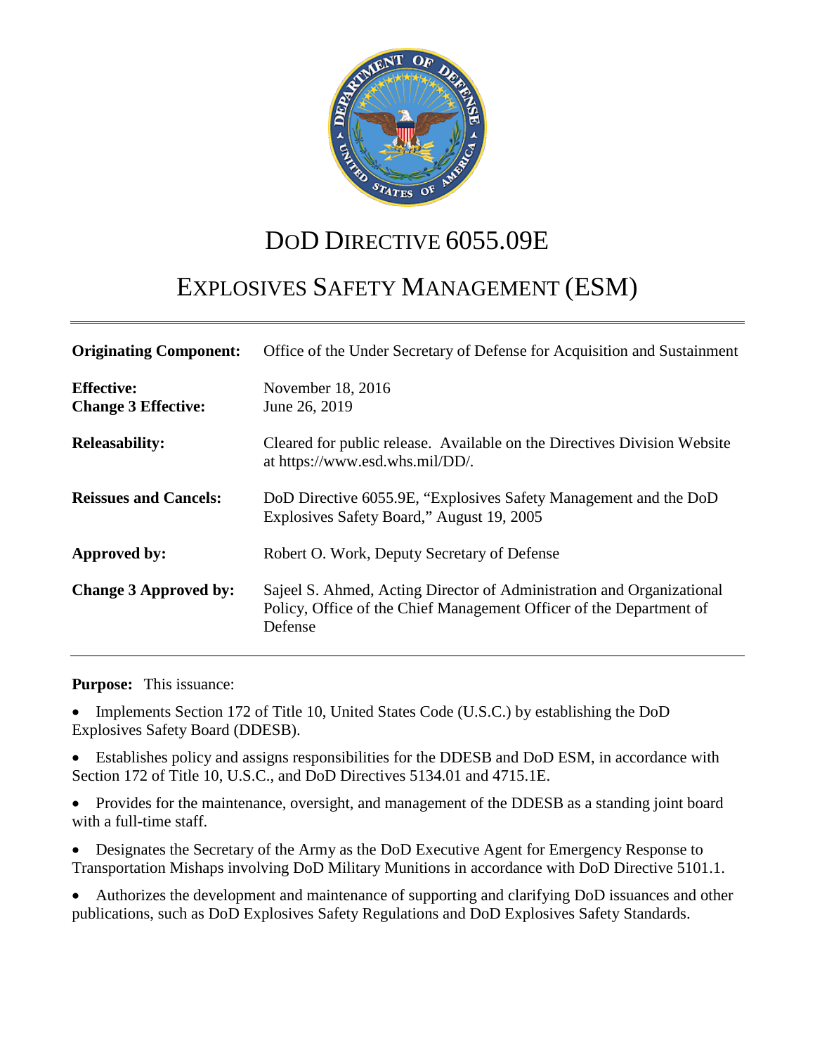# DoD DIRECTIVE 6055.09E

# EXPLOSIVES SAFETY MANAGEMENT (ESM)

| | |
|---|---|
| **Originating Component:** | Office of the Under Secretary of Defense for Acquisition and Sustainment |
| **Effective:**<br>**Change 3 Effective:** | November 18, 2016<br>June 26, 2019 |
| **Releasability:** | Cleared for public release. Available on the Directives Division Website at https://www.esd.whs.mil/DD/. |
| **Reissues and Cancels:** | DoD Directive 6055.9E, "Explosives Safety Management and the DoD Explosives Safety Board," August 19, 2005 |
| **Approved by:** | Robert O. Work, Deputy Secretary of Defense |
| **Change 3 Approved by:** | Sajeel S. Ahmed, Acting Director of Administration and Organizational Policy, Office of the Chief Management Officer of the Department of Defense |

**Purpose:** This issuance:

- Implements Section 172 of Title 10, United States Code (U.S.C.) by establishing the DoD Explosives Safety Board (DDESB).
- Establishes policy and assigns responsibilities for the DDESB and DoD ESM, in accordance with Section 172 of Title 10, U.S.C., and DoD Directives 5134.01 and 4715.1E.
- Provides for the maintenance, oversight, and management of the DDESB as a standing joint board with a full-time staff.
- Designates the Secretary of the Army as the DoD Executive Agent for Emergency Response to Transportation Mishaps involving DoD Military Munitions in accordance with DoD Directive 5101.1.
- Authorizes the development and maintenance of supporting and clarifying DoD issuances and other publications, such as DoD Explosives Safety Regulations and DoD Explosives Safety Standards.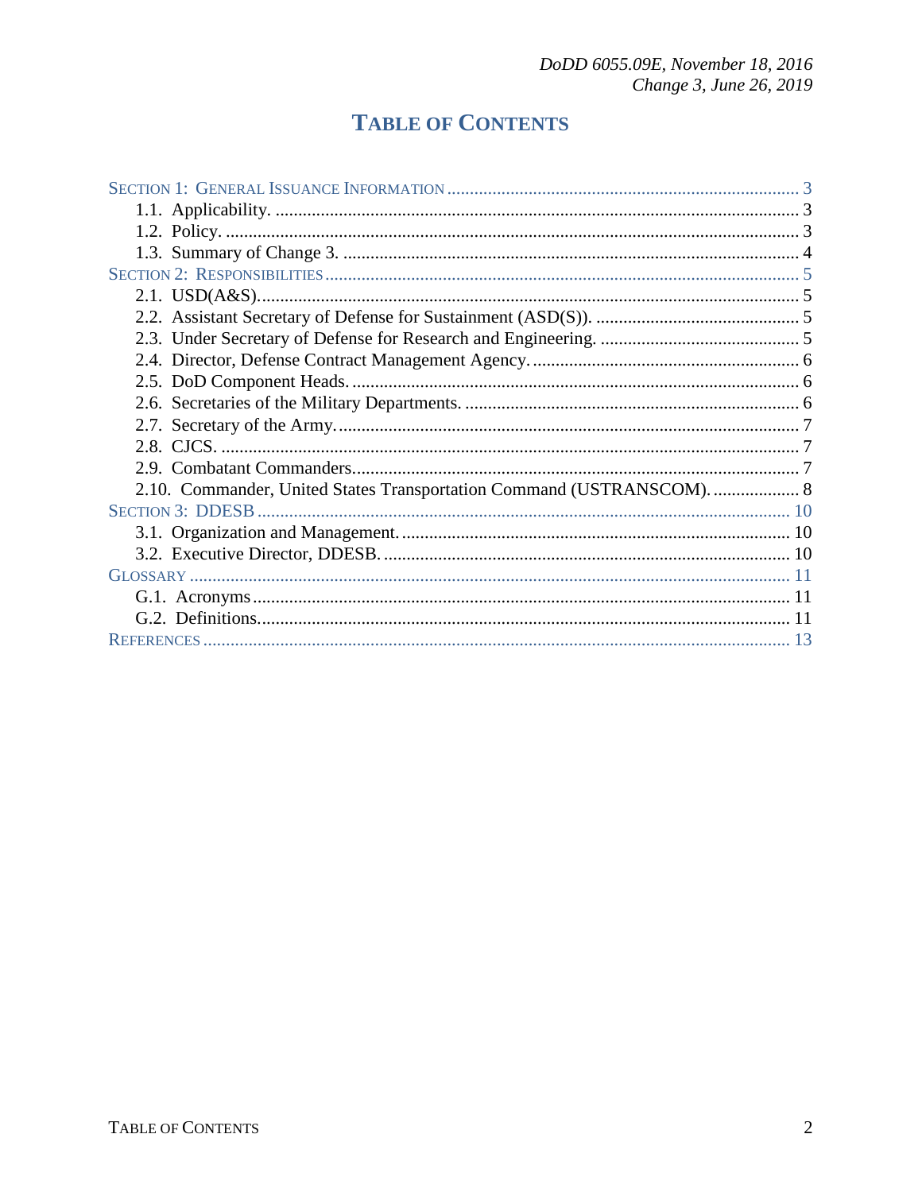# TABLE OF CONTENTS

SECTION 1: GENERAL ISSUANCE INFORMATION ............ 3
- 1.1. Applicability. ............ 3
- 1.2. Policy. ............ 3
- 1.3. Summary of Change 3. ............ 4

SECTION 2: RESPONSIBILITIES ............ 5
- 2.1. USD(A&S). ............ 5
- 2.2. Assistant Secretary of Defense for Sustainment (ASD(S)). ............ 5
- 2.3. Under Secretary of Defense for Research and Engineering. ............ 5
- 2.4. Director, Defense Contract Management Agency. ............ 6
- 2.5. DoD Component Heads. ............ 6
- 2.6. Secretaries of the Military Departments. ............ 6
- 2.7. Secretary of the Army. ............ 7
- 2.8. CJCS. ............ 7
- 2.9. Combatant Commanders. ............ 7
- 2.10. Commander, United States Transportation Command (USTRANSCOM). ............ 8

SECTION 3: DDESB ............ 10
- 3.1. Organization and Management. ............ 10
- 3.2. Executive Director, DDESB. ............ 10

GLOSSARY ............ 11
- G.1. Acronyms ............ 11
- G.2. Definitions. ............ 11

REFERENCES ............ 13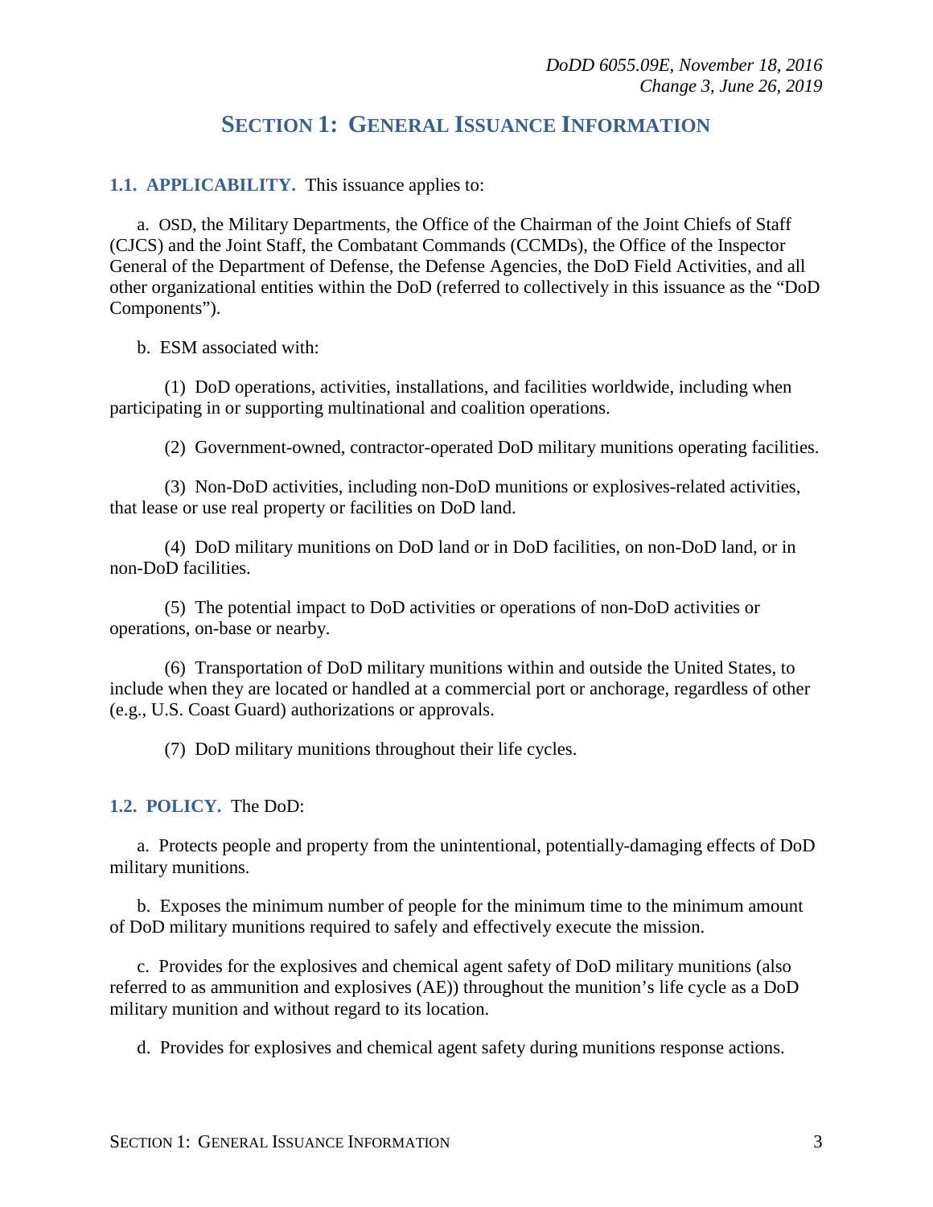## SECTION 1: GENERAL ISSUANCE INFORMATION

**1.1. APPLICABILITY.** This issuance applies to:

a. OSD, the Military Departments, the Office of the Chairman of the Joint Chiefs of Staff (CJCS) and the Joint Staff, the Combatant Commands (CCMDs), the Office of the Inspector General of the Department of Defense, the Defense Agencies, the DoD Field Activities, and all other organizational entities within the DoD (referred to collectively in this issuance as the "DoD Components").

b. ESM associated with:

(1) DoD operations, activities, installations, and facilities worldwide, including when participating in or supporting multinational and coalition operations.

(2) Government-owned, contractor-operated DoD military munitions operating facilities.

(3) Non-DoD activities, including non-DoD munitions or explosives-related activities, that lease or use real property or facilities on DoD land.

(4) DoD military munitions on DoD land or in DoD facilities, on non-DoD land, or in non-DoD facilities.

(5) The potential impact to DoD activities or operations of non-DoD activities or operations, on-base or nearby.

(6) Transportation of DoD military munitions within and outside the United States, to include when they are located or handled at a commercial port or anchorage, regardless of other (e.g., U.S. Coast Guard) authorizations or approvals.

(7) DoD military munitions throughout their life cycles.

**1.2. POLICY.** The DoD:

a. Protects people and property from the unintentional, potentially-damaging effects of DoD military munitions.

b. Exposes the minimum number of people for the minimum time to the minimum amount of DoD military munitions required to safely and effectively execute the mission.

c. Provides for the explosives and chemical agent safety of DoD military munitions (also referred to as ammunition and explosives (AE)) throughout the munition's life cycle as a DoD military munition and without regard to its location.

d. Provides for explosives and chemical agent safety during munitions response actions.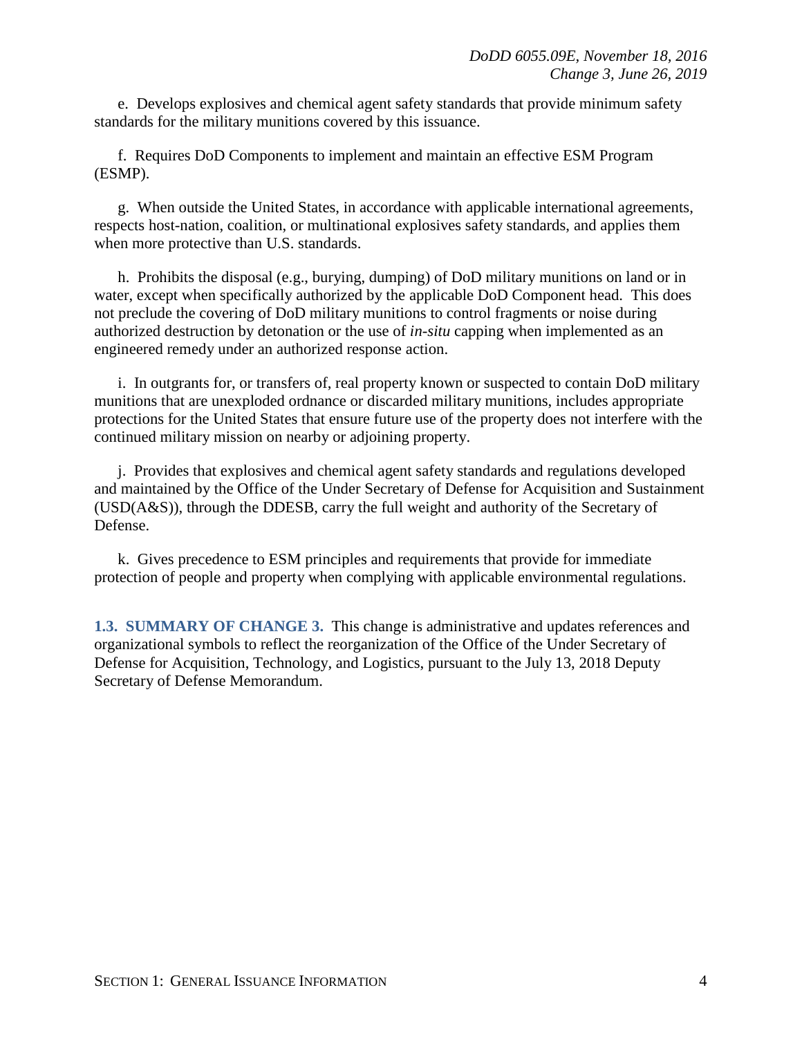e. Develops explosives and chemical agent safety standards that provide minimum safety standards for the military munitions covered by this issuance.

f. Requires DoD Components to implement and maintain an effective ESM Program (ESMP).

g. When outside the United States, in accordance with applicable international agreements, respects host-nation, coalition, or multinational explosives safety standards, and applies them when more protective than U.S. standards.

h. Prohibits the disposal (e.g., burying, dumping) of DoD military munitions on land or in water, except when specifically authorized by the applicable DoD Component head. This does not preclude the covering of DoD military munitions to control fragments or noise during authorized destruction by detonation or the use of *in-situ* capping when implemented as an engineered remedy under an authorized response action.

i. In outgrants for, or transfers of, real property known or suspected to contain DoD military munitions that are unexploded ordnance or discarded military munitions, includes appropriate protections for the United States that ensure future use of the property does not interfere with the continued military mission on nearby or adjoining property.

j. Provides that explosives and chemical agent safety standards and regulations developed and maintained by the Office of the Under Secretary of Defense for Acquisition and Sustainment (USD(A&S)), through the DDESB, carry the full weight and authority of the Secretary of Defense.

k. Gives precedence to ESM principles and requirements that provide for immediate protection of people and property when complying with applicable environmental regulations.

**1.3. SUMMARY OF CHANGE 3.** This change is administrative and updates references and organizational symbols to reflect the reorganization of the Office of the Under Secretary of Defense for Acquisition, Technology, and Logistics, pursuant to the July 13, 2018 Deputy Secretary of Defense Memorandum.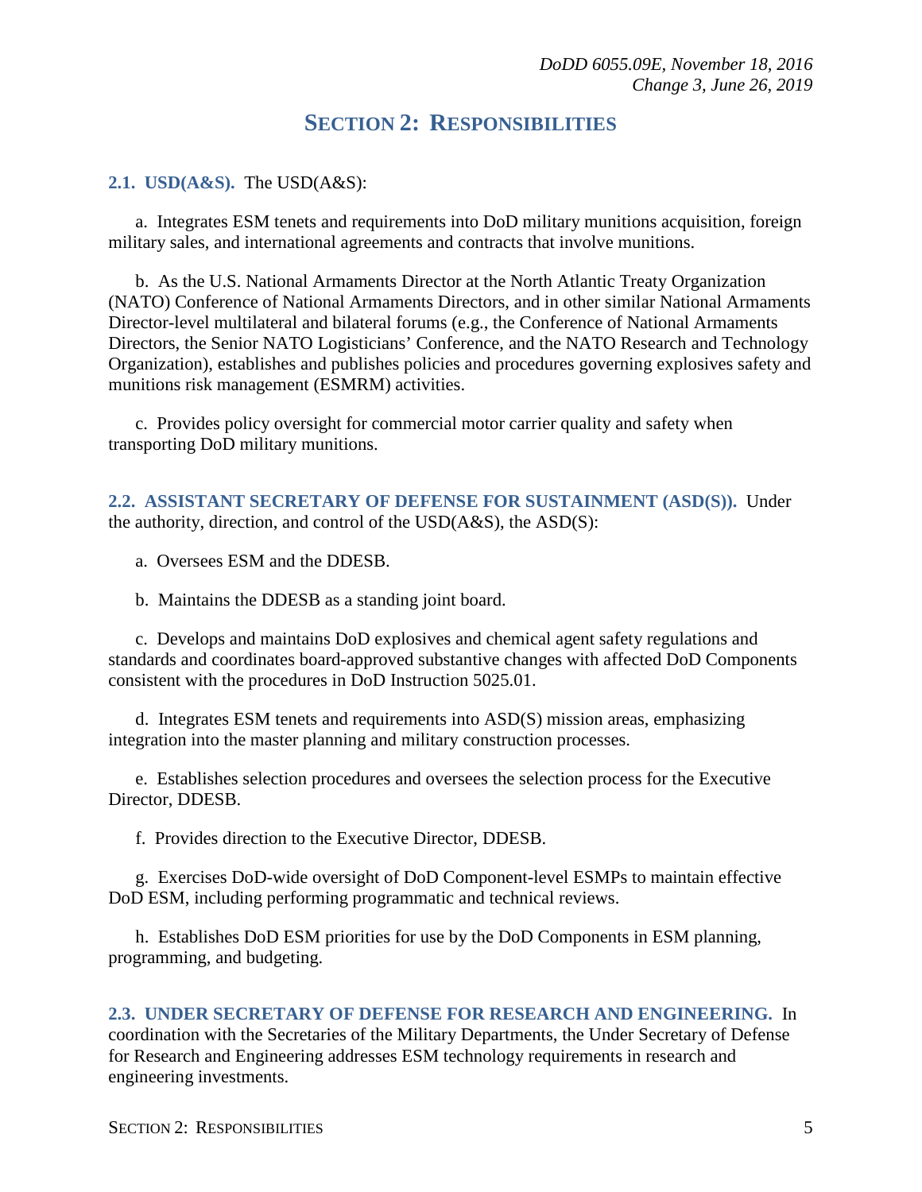# SECTION 2: RESPONSIBILITIES

**2.1. USD(A&S).** The USD(A&S):

a. Integrates ESM tenets and requirements into DoD military munitions acquisition, foreign military sales, and international agreements and contracts that involve munitions.

b. As the U.S. National Armaments Director at the North Atlantic Treaty Organization (NATO) Conference of National Armaments Directors, and in other similar National Armaments Director-level multilateral and bilateral forums (e.g., the Conference of National Armaments Directors, the Senior NATO Logisticians' Conference, and the NATO Research and Technology Organization), establishes and publishes policies and procedures governing explosives safety and munitions risk management (ESMRM) activities.

c. Provides policy oversight for commercial motor carrier quality and safety when transporting DoD military munitions.

**2.2. ASSISTANT SECRETARY OF DEFENSE FOR SUSTAINMENT (ASD(S)).** Under the authority, direction, and control of the USD(A&S), the ASD(S):

a. Oversees ESM and the DDESB.

b. Maintains the DDESB as a standing joint board.

c. Develops and maintains DoD explosives and chemical agent safety regulations and standards and coordinates board-approved substantive changes with affected DoD Components consistent with the procedures in DoD Instruction 5025.01.

d. Integrates ESM tenets and requirements into ASD(S) mission areas, emphasizing integration into the master planning and military construction processes.

e. Establishes selection procedures and oversees the selection process for the Executive Director, DDESB.

f. Provides direction to the Executive Director, DDESB.

g. Exercises DoD-wide oversight of DoD Component-level ESMPs to maintain effective DoD ESM, including performing programmatic and technical reviews.

h. Establishes DoD ESM priorities for use by the DoD Components in ESM planning, programming, and budgeting.

**2.3. UNDER SECRETARY OF DEFENSE FOR RESEARCH AND ENGINEERING.** In coordination with the Secretaries of the Military Departments, the Under Secretary of Defense for Research and Engineering addresses ESM technology requirements in research and engineering investments.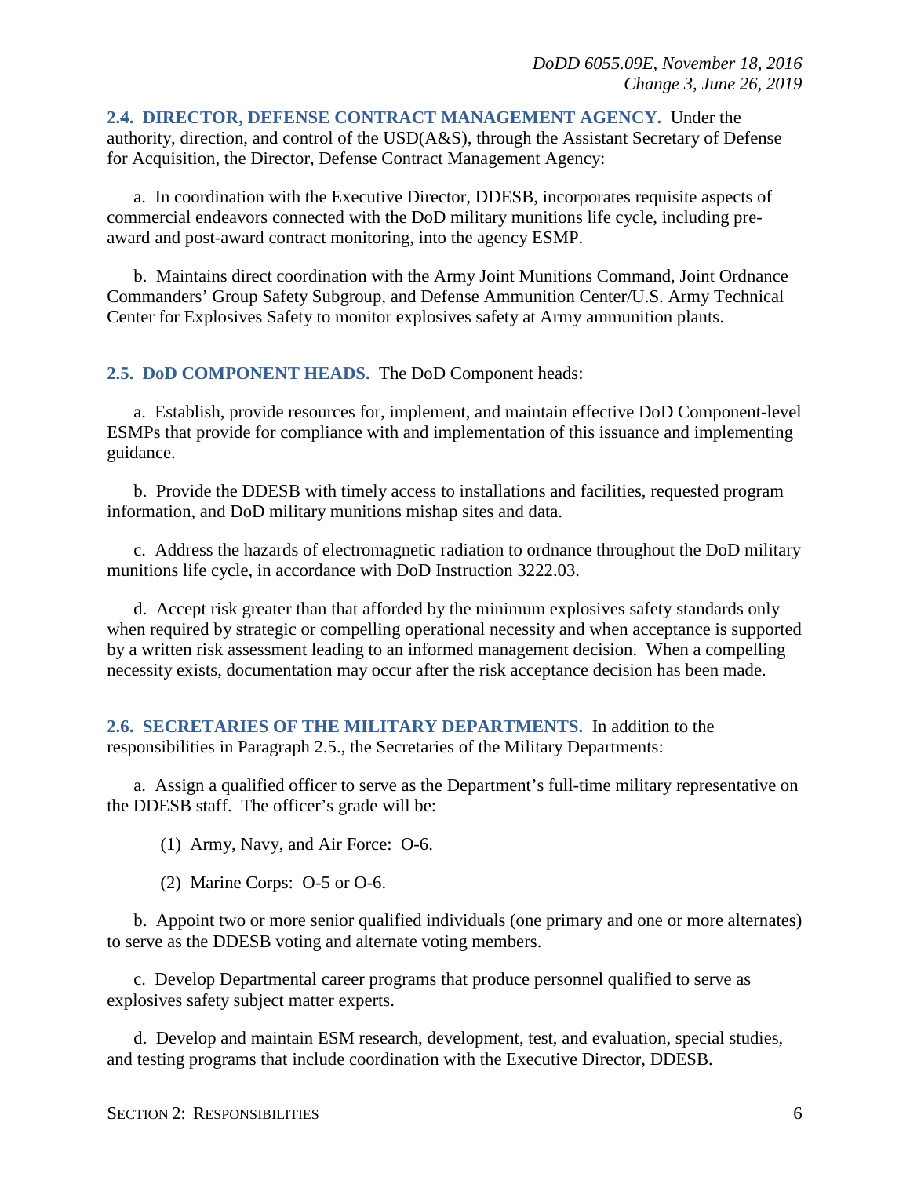## 2.4. DIRECTOR, DEFENSE CONTRACT MANAGEMENT AGENCY.

Under the authority, direction, and control of the USD(A&S), through the Assistant Secretary of Defense for Acquisition, the Director, Defense Contract Management Agency:

a. In coordination with the Executive Director, DDESB, incorporates requisite aspects of commercial endeavors connected with the DoD military munitions life cycle, including pre-award and post-award contract monitoring, into the agency ESMP.

b. Maintains direct coordination with the Army Joint Munitions Command, Joint Ordnance Commanders' Group Safety Subgroup, and Defense Ammunition Center/U.S. Army Technical Center for Explosives Safety to monitor explosives safety at Army ammunition plants.

## 2.5. DoD COMPONENT HEADS.

The DoD Component heads:

a. Establish, provide resources for, implement, and maintain effective DoD Component-level ESMPs that provide for compliance with and implementation of this issuance and implementing guidance.

b. Provide the DDESB with timely access to installations and facilities, requested program information, and DoD military munitions mishap sites and data.

c. Address the hazards of electromagnetic radiation to ordnance throughout the DoD military munitions life cycle, in accordance with DoD Instruction 3222.03.

d. Accept risk greater than that afforded by the minimum explosives safety standards only when required by strategic or compelling operational necessity and when acceptance is supported by a written risk assessment leading to an informed management decision. When a compelling necessity exists, documentation may occur after the risk acceptance decision has been made.

## 2.6. SECRETARIES OF THE MILITARY DEPARTMENTS.

In addition to the responsibilities in Paragraph 2.5., the Secretaries of the Military Departments:

a. Assign a qualified officer to serve as the Department's full-time military representative on the DDESB staff. The officer's grade will be:

(1) Army, Navy, and Air Force: O-6.

(2) Marine Corps: O-5 or O-6.

b. Appoint two or more senior qualified individuals (one primary and one or more alternates) to serve as the DDESB voting and alternate voting members.

c. Develop Departmental career programs that produce personnel qualified to serve as explosives safety subject matter experts.

d. Develop and maintain ESM research, development, test, and evaluation, special studies, and testing programs that include coordination with the Executive Director, DDESB.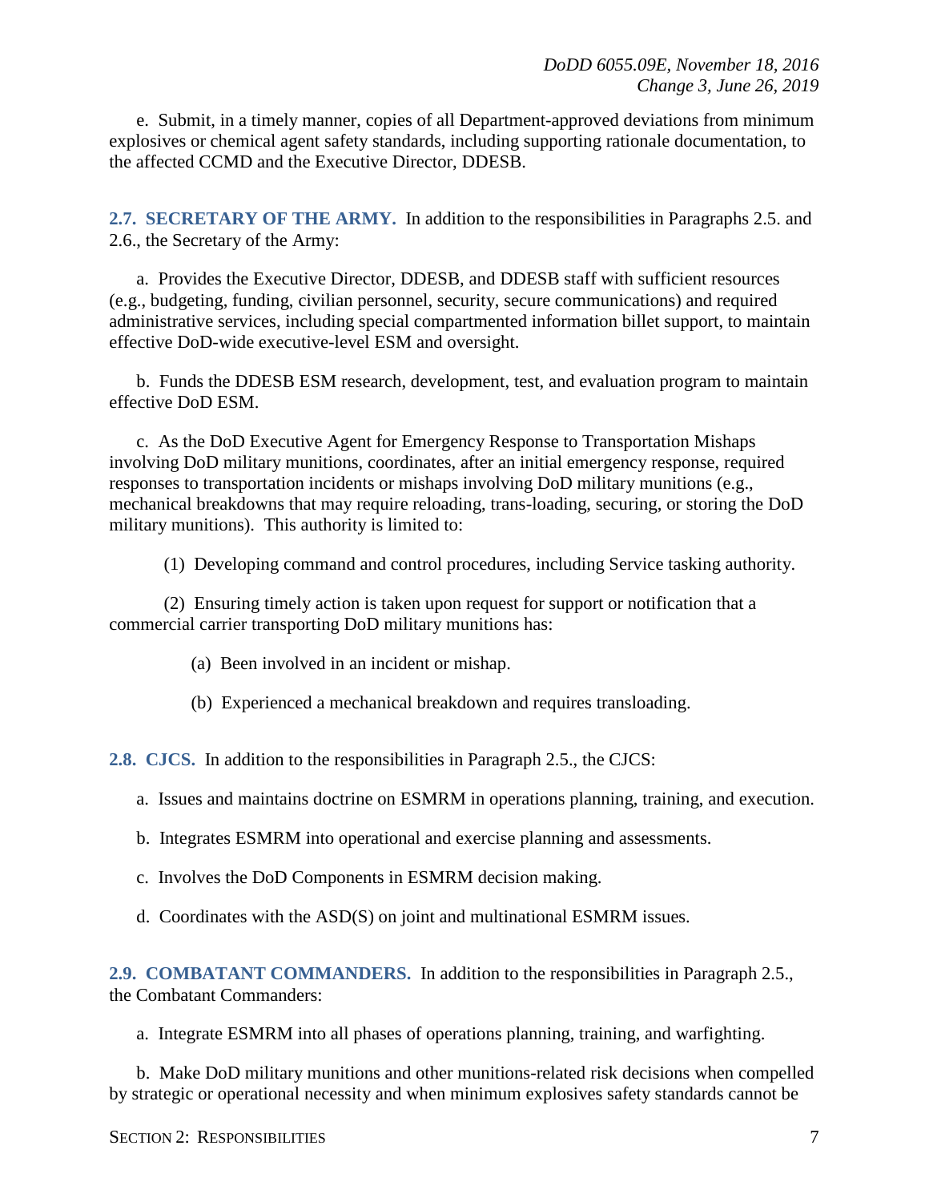e. Submit, in a timely manner, copies of all Department-approved deviations from minimum explosives or chemical agent safety standards, including supporting rationale documentation, to the affected CCMD and the Executive Director, DDESB.

**2.7. SECRETARY OF THE ARMY.** In addition to the responsibilities in Paragraphs 2.5. and 2.6., the Secretary of the Army:

a. Provides the Executive Director, DDESB, and DDESB staff with sufficient resources (e.g., budgeting, funding, civilian personnel, security, secure communications) and required administrative services, including special compartmented information billet support, to maintain effective DoD-wide executive-level ESM and oversight.

b. Funds the DDESB ESM research, development, test, and evaluation program to maintain effective DoD ESM.

c. As the DoD Executive Agent for Emergency Response to Transportation Mishaps involving DoD military munitions, coordinates, after an initial emergency response, required responses to transportation incidents or mishaps involving DoD military munitions (e.g., mechanical breakdowns that may require reloading, trans-loading, securing, or storing the DoD military munitions). This authority is limited to:

(1) Developing command and control procedures, including Service tasking authority.

(2) Ensuring timely action is taken upon request for support or notification that a commercial carrier transporting DoD military munitions has:

(a) Been involved in an incident or mishap.

(b) Experienced a mechanical breakdown and requires transloading.

**2.8. CJCS.** In addition to the responsibilities in Paragraph 2.5., the CJCS:

a. Issues and maintains doctrine on ESMRM in operations planning, training, and execution.

b. Integrates ESMRM into operational and exercise planning and assessments.

c. Involves the DoD Components in ESMRM decision making.

d. Coordinates with the ASD(S) on joint and multinational ESMRM issues.

**2.9. COMBATANT COMMANDERS.** In addition to the responsibilities in Paragraph 2.5., the Combatant Commanders:

a. Integrate ESMRM into all phases of operations planning, training, and warfighting.

b. Make DoD military munitions and other munitions-related risk decisions when compelled by strategic or operational necessity and when minimum explosives safety standards cannot be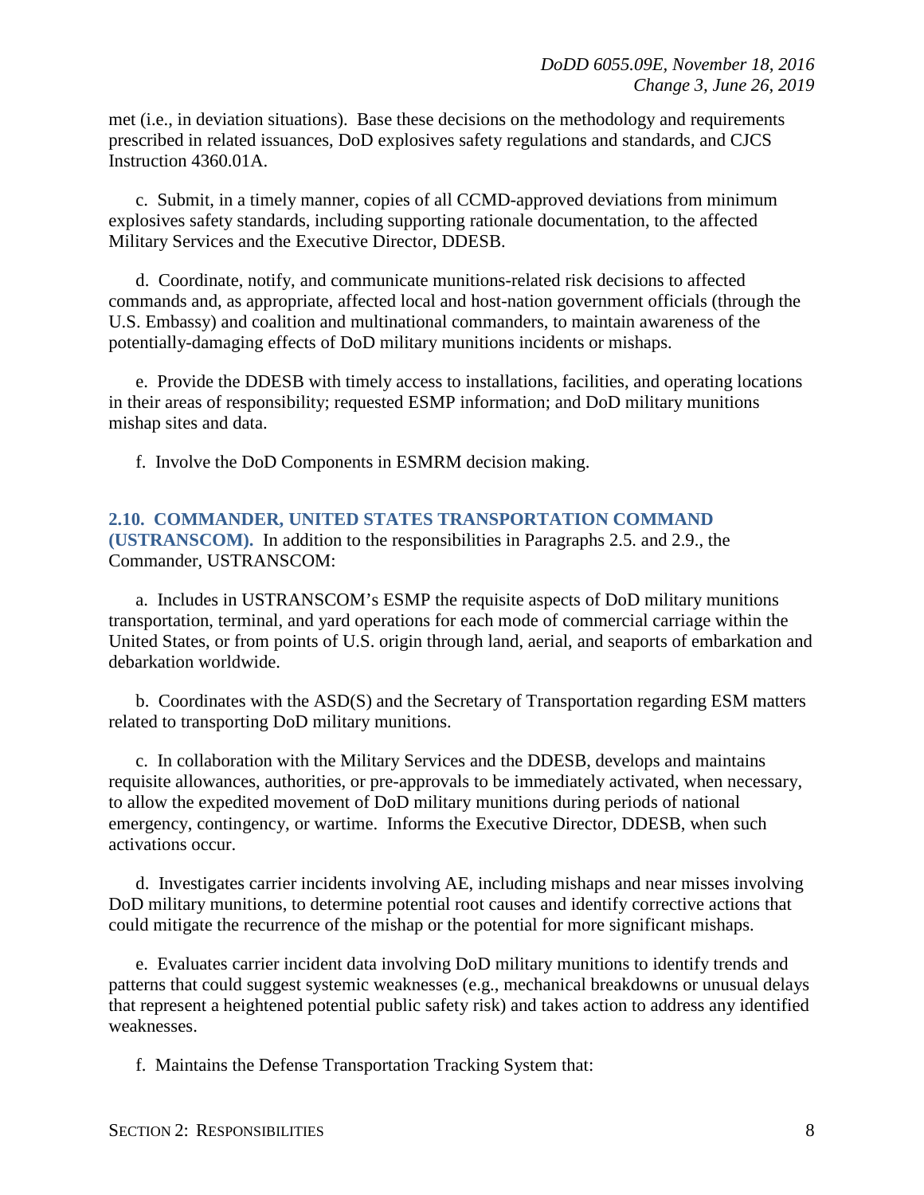met (i.e., in deviation situations). Base these decisions on the methodology and requirements prescribed in related issuances, DoD explosives safety regulations and standards, and CJCS Instruction 4360.01A.

c. Submit, in a timely manner, copies of all CCMD-approved deviations from minimum explosives safety standards, including supporting rationale documentation, to the affected Military Services and the Executive Director, DDESB.

d. Coordinate, notify, and communicate munitions-related risk decisions to affected commands and, as appropriate, affected local and host-nation government officials (through the U.S. Embassy) and coalition and multinational commanders, to maintain awareness of the potentially-damaging effects of DoD military munitions incidents or mishaps.

e. Provide the DDESB with timely access to installations, facilities, and operating locations in their areas of responsibility; requested ESMP information; and DoD military munitions mishap sites and data.

f. Involve the DoD Components in ESMRM decision making.

## 2.10. COMMANDER, UNITED STATES TRANSPORTATION COMMAND (USTRANSCOM).

In addition to the responsibilities in Paragraphs 2.5. and 2.9., the Commander, USTRANSCOM:

a. Includes in USTRANSCOM's ESMP the requisite aspects of DoD military munitions transportation, terminal, and yard operations for each mode of commercial carriage within the United States, or from points of U.S. origin through land, aerial, and seaports of embarkation and debarkation worldwide.

b. Coordinates with the ASD(S) and the Secretary of Transportation regarding ESM matters related to transporting DoD military munitions.

c. In collaboration with the Military Services and the DDESB, develops and maintains requisite allowances, authorities, or pre-approvals to be immediately activated, when necessary, to allow the expedited movement of DoD military munitions during periods of national emergency, contingency, or wartime. Informs the Executive Director, DDESB, when such activations occur.

d. Investigates carrier incidents involving AE, including mishaps and near misses involving DoD military munitions, to determine potential root causes and identify corrective actions that could mitigate the recurrence of the mishap or the potential for more significant mishaps.

e. Evaluates carrier incident data involving DoD military munitions to identify trends and patterns that could suggest systemic weaknesses (e.g., mechanical breakdowns or unusual delays that represent a heightened potential public safety risk) and takes action to address any identified weaknesses.

f. Maintains the Defense Transportation Tracking System that: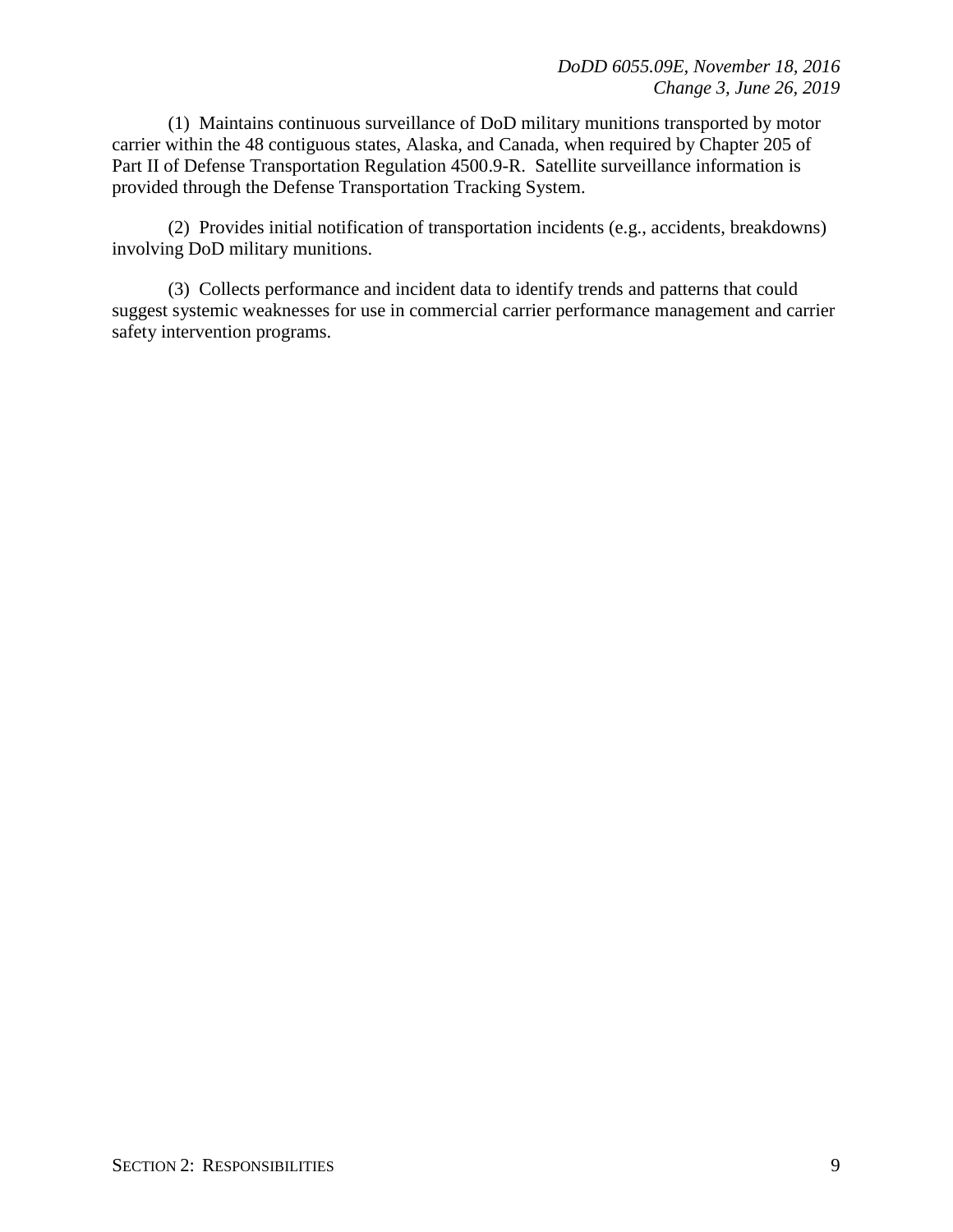(1) Maintains continuous surveillance of DoD military munitions transported by motor carrier within the 48 contiguous states, Alaska, and Canada, when required by Chapter 205 of Part II of Defense Transportation Regulation 4500.9-R. Satellite surveillance information is provided through the Defense Transportation Tracking System.

(2) Provides initial notification of transportation incidents (e.g., accidents, breakdowns) involving DoD military munitions.

(3) Collects performance and incident data to identify trends and patterns that could suggest systemic weaknesses for use in commercial carrier performance management and carrier safety intervention programs.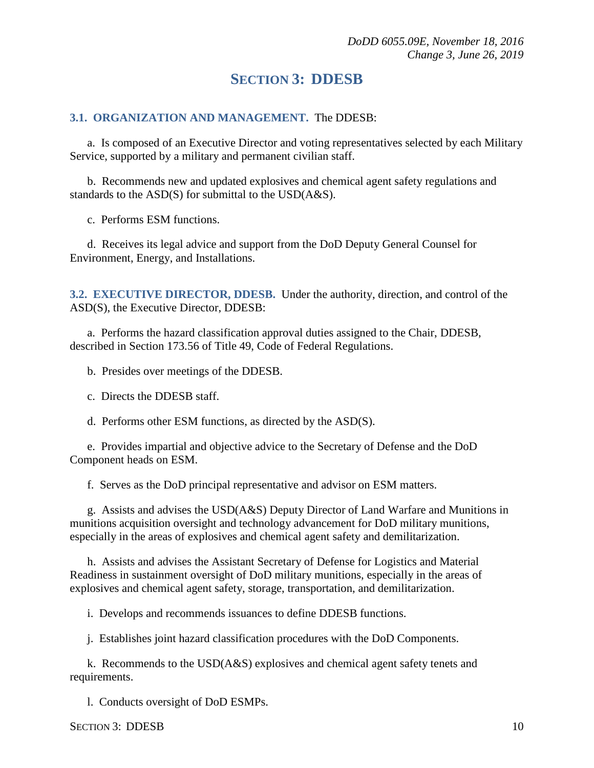## SECTION 3: DDESB

**3.1. ORGANIZATION AND MANAGEMENT.** The DDESB:

a. Is composed of an Executive Director and voting representatives selected by each Military Service, supported by a military and permanent civilian staff.

b. Recommends new and updated explosives and chemical agent safety regulations and standards to the ASD(S) for submittal to the USD(A&S).

c. Performs ESM functions.

d. Receives its legal advice and support from the DoD Deputy General Counsel for Environment, Energy, and Installations.

**3.2. EXECUTIVE DIRECTOR, DDESB.** Under the authority, direction, and control of the ASD(S), the Executive Director, DDESB:

a. Performs the hazard classification approval duties assigned to the Chair, DDESB, described in Section 173.56 of Title 49, Code of Federal Regulations.

b. Presides over meetings of the DDESB.

c. Directs the DDESB staff.

d. Performs other ESM functions, as directed by the ASD(S).

e. Provides impartial and objective advice to the Secretary of Defense and the DoD Component heads on ESM.

f. Serves as the DoD principal representative and advisor on ESM matters.

g. Assists and advises the USD(A&S) Deputy Director of Land Warfare and Munitions in munitions acquisition oversight and technology advancement for DoD military munitions, especially in the areas of explosives and chemical agent safety and demilitarization.

h. Assists and advises the Assistant Secretary of Defense for Logistics and Material Readiness in sustainment oversight of DoD military munitions, especially in the areas of explosives and chemical agent safety, storage, transportation, and demilitarization.

i. Develops and recommends issuances to define DDESB functions.

j. Establishes joint hazard classification procedures with the DoD Components.

k. Recommends to the USD(A&S) explosives and chemical agent safety tenets and requirements.

l. Conducts oversight of DoD ESMPs.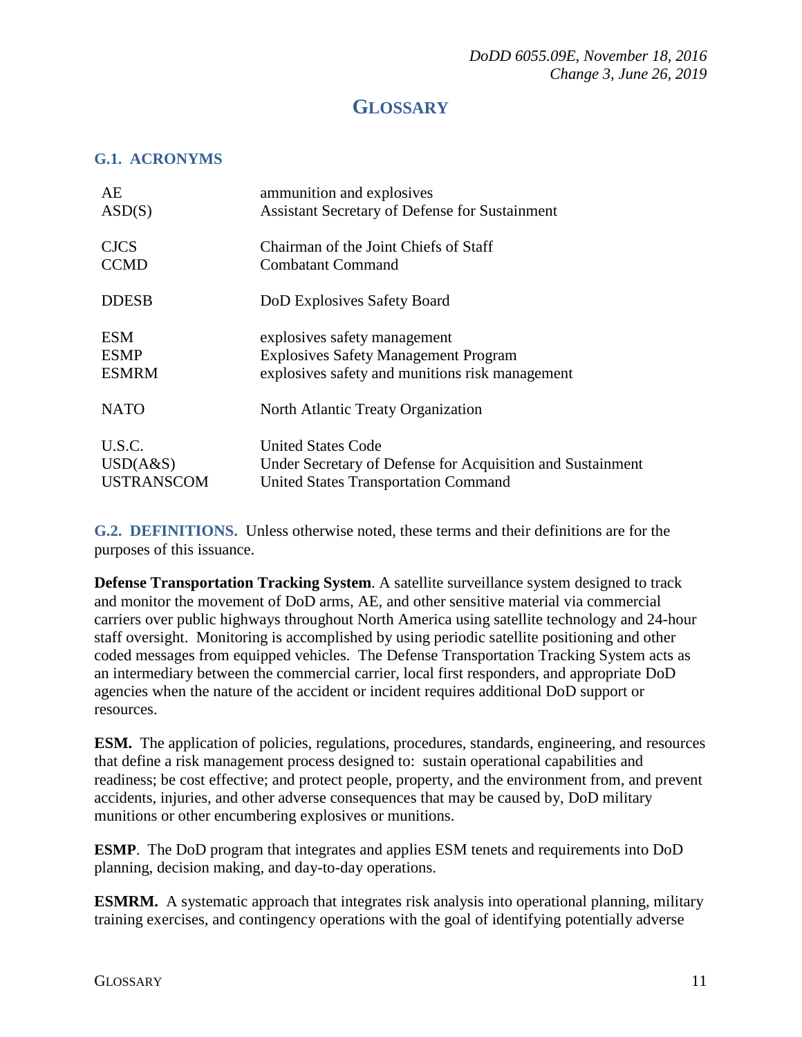# GLOSSARY

## G.1. ACRONYMS

| | |
|---|---|
| AE | ammunition and explosives |
| ASD(S) | Assistant Secretary of Defense for Sustainment |
| CJCS | Chairman of the Joint Chiefs of Staff |
| CCMD | Combatant Command |
| DDESB | DoD Explosives Safety Board |
| ESM | explosives safety management |
| ESMP | Explosives Safety Management Program |
| ESMRM | explosives safety and munitions risk management |
| NATO | North Atlantic Treaty Organization |
| U.S.C. | United States Code |
| USD(A&S) | Under Secretary of Defense for Acquisition and Sustainment |
| USTRANSCOM | United States Transportation Command |

## G.2. DEFINITIONS.

Unless otherwise noted, these terms and their definitions are for the purposes of this issuance.

**Defense Transportation Tracking System**. A satellite surveillance system designed to track and monitor the movement of DoD arms, AE, and other sensitive material via commercial carriers over public highways throughout North America using satellite technology and 24-hour staff oversight. Monitoring is accomplished by using periodic satellite positioning and other coded messages from equipped vehicles. The Defense Transportation Tracking System acts as an intermediary between the commercial carrier, local first responders, and appropriate DoD agencies when the nature of the accident or incident requires additional DoD support or resources.

**ESM.** The application of policies, regulations, procedures, standards, engineering, and resources that define a risk management process designed to: sustain operational capabilities and readiness; be cost effective; and protect people, property, and the environment from, and prevent accidents, injuries, and other adverse consequences that may be caused by, DoD military munitions or other encumbering explosives or munitions.

**ESMP**. The DoD program that integrates and applies ESM tenets and requirements into DoD planning, decision making, and day-to-day operations.

**ESMRM.** A systematic approach that integrates risk analysis into operational planning, military training exercises, and contingency operations with the goal of identifying potentially adverse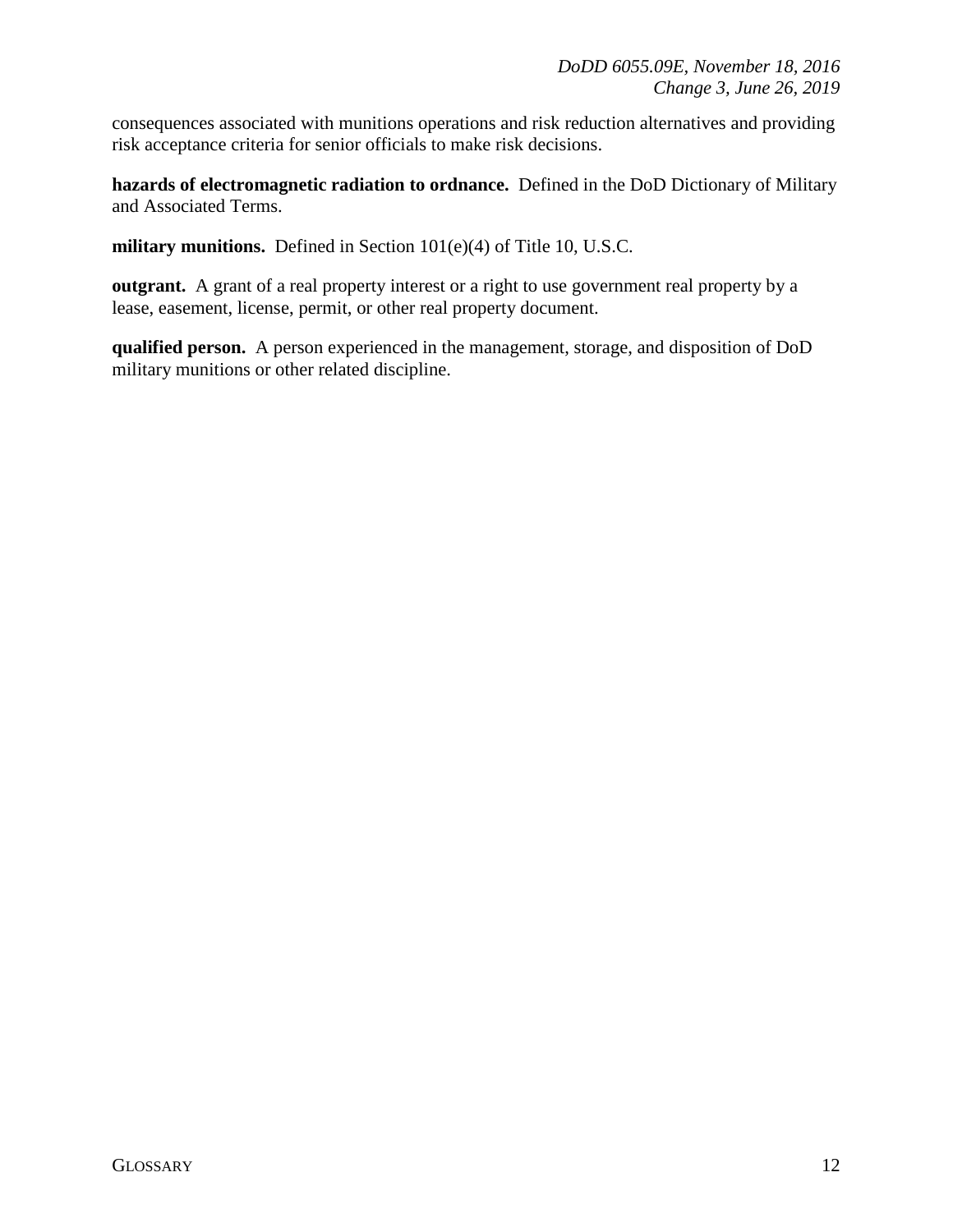consequences associated with munitions operations and risk reduction alternatives and providing risk acceptance criteria for senior officials to make risk decisions.

**hazards of electromagnetic radiation to ordnance.** Defined in the DoD Dictionary of Military and Associated Terms.

**military munitions.** Defined in Section 101(e)(4) of Title 10, U.S.C.

**outgrant.** A grant of a real property interest or a right to use government real property by a lease, easement, license, permit, or other real property document.

**qualified person.** A person experienced in the management, storage, and disposition of DoD military munitions or other related discipline.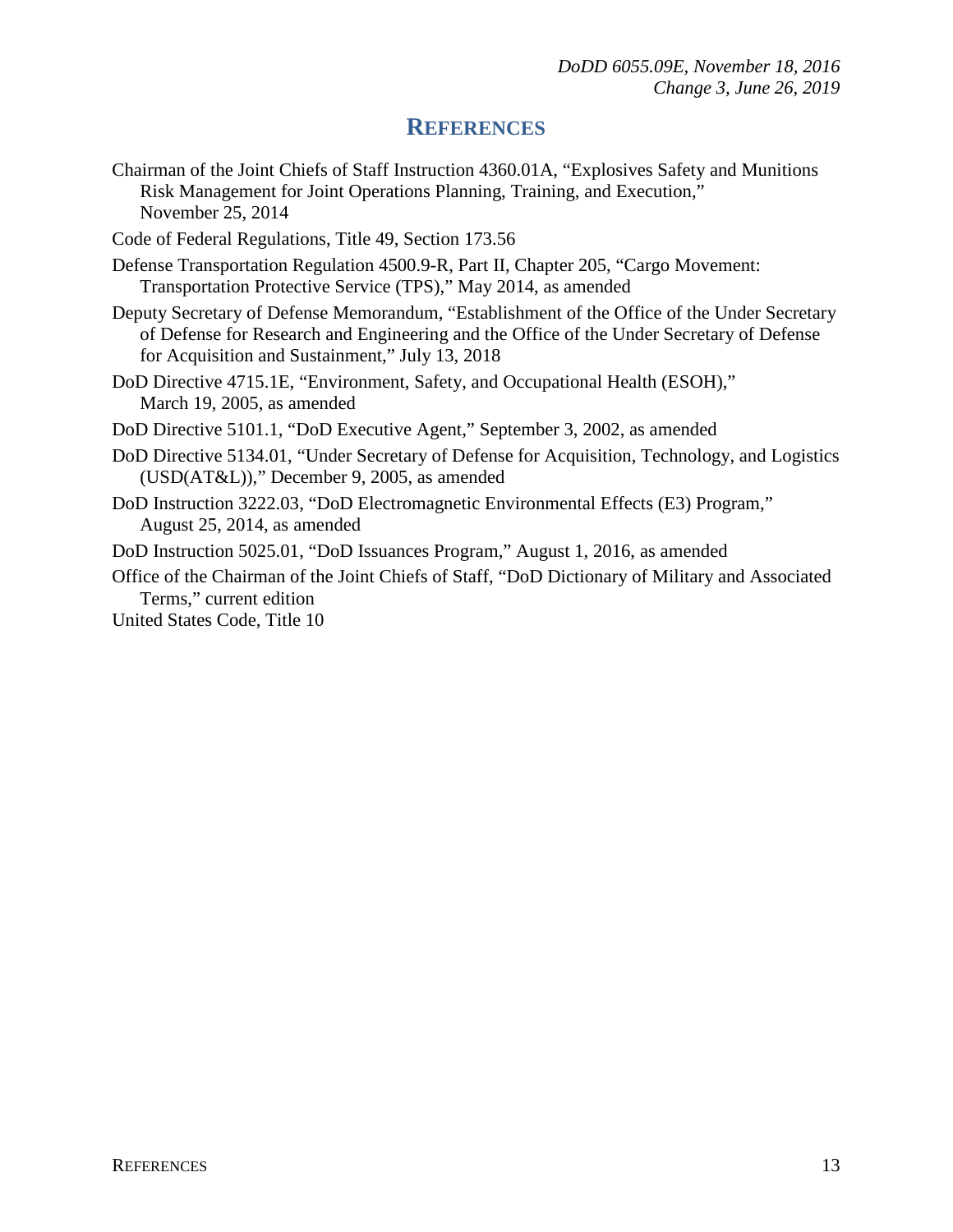## REFERENCES

Chairman of the Joint Chiefs of Staff Instruction 4360.01A, "Explosives Safety and Munitions Risk Management for Joint Operations Planning, Training, and Execution," November 25, 2014

Code of Federal Regulations, Title 49, Section 173.56

Defense Transportation Regulation 4500.9-R, Part II, Chapter 205, "Cargo Movement: Transportation Protective Service (TPS)," May 2014, as amended

Deputy Secretary of Defense Memorandum, "Establishment of the Office of the Under Secretary of Defense for Research and Engineering and the Office of the Under Secretary of Defense for Acquisition and Sustainment," July 13, 2018

DoD Directive 4715.1E, "Environment, Safety, and Occupational Health (ESOH)," March 19, 2005, as amended

DoD Directive 5101.1, "DoD Executive Agent," September 3, 2002, as amended

DoD Directive 5134.01, "Under Secretary of Defense for Acquisition, Technology, and Logistics (USD(AT&L))," December 9, 2005, as amended

DoD Instruction 3222.03, "DoD Electromagnetic Environmental Effects (E3) Program," August 25, 2014, as amended

DoD Instruction 5025.01, "DoD Issuances Program," August 1, 2016, as amended

Office of the Chairman of the Joint Chiefs of Staff, "DoD Dictionary of Military and Associated Terms," current edition

United States Code, Title 10